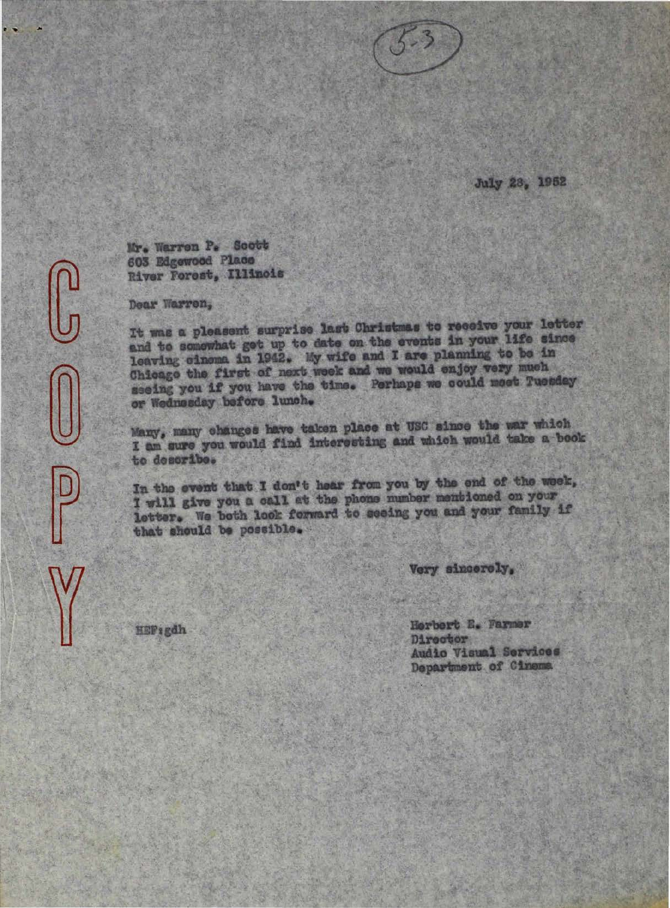(5-3)

July 28, 1952

Mr. Warren P. Scott
603 Edgewood Place
River Forest, Illinois

C O P Y

Dear Warren,

It was a pleasant surprise last Christmas to receive your letter and to somewhat get up to date on the events in your life since leaving cinema in 1942. My wife and I are planning to be in Chicago the first of next week and we would enjoy very much seeing you if you have the time. Perhaps we could meet Tuesday or Wednesday before lunch.

Many, many changes have taken place at USC since the war which I am sure you would find interesting and which would take a book to describe.

In the event that I don't hear from you by the end of the week, I will give you a call at the phone number mentioned on your letter. We both look forward to seeing you and your family if that should be possible.

Very sincerely,

HEF:gdh

Herbert E. Farmer
Director
Audio Visual Services
Department of Cinema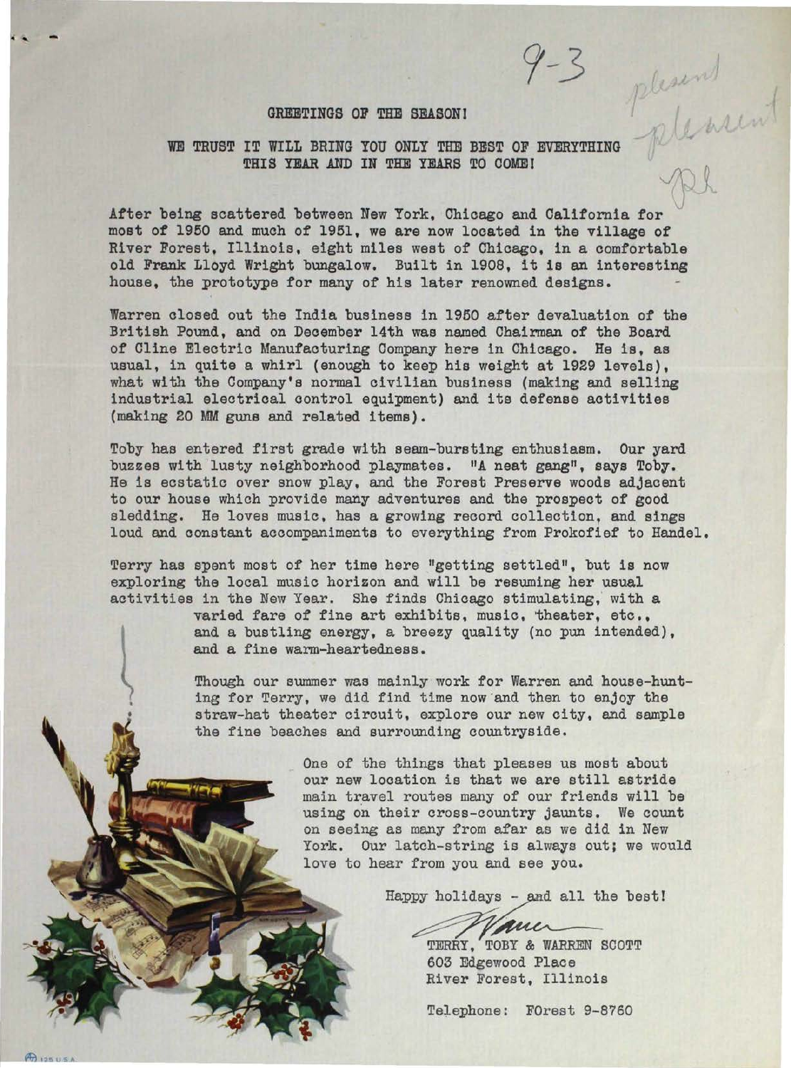9-3

pleasant
pleasant
RL

GREETINGS OF THE SEASON!

WE TRUST IT WILL BRING YOU ONLY THE BEST OF EVERYTHING
THIS YEAR AND IN THE YEARS TO COME!

After being scattered between New York, Chicago and California for most of 1950 and much of 1951, we are now located in the village of River Forest, Illinois, eight miles west of Chicago, in a comfortable old Frank Lloyd Wright bungalow. Built in 1908, it is an interesting house, the prototype for many of his later renowned designs.

Warren closed out the India business in 1950 after devaluation of the British Pound, and on December 14th was named Chairman of the Board of Cline Electric Manufacturing Company here in Chicago. He is, as usual, in quite a whirl (enough to keep his weight at 1929 levels), what with the Company's normal civilian business (making and selling industrial electrical control equipment) and its defense activities (making 20 MM guns and related items).

Toby has entered first grade with seam-bursting enthusiasm. Our yard buzzes with lusty neighborhood playmates. "A neat gang", says Toby. He is ecstatic over snow play, and the Forest Preserve woods adjacent to our house which provide many adventures and the prospect of good sledding. He loves music, has a growing record collection, and sings loud and constant accompaniments to everything from Prokofief to Handel.

Terry has spent most of her time here "getting settled", but is now exploring the local music horizon and will be resuming her usual activities in the New Year. She finds Chicago stimulating, with a varied fare of fine art exhibits, music, theater, etc., and a bustling energy, a breezy quality (no pun intended), and a fine warm-heartedness.

Though our summer was mainly work for Warren and house-hunting for Terry, we did find time now and then to enjoy the straw-hat theater circuit, explore our new city, and sample the fine beaches and surrounding countryside.

One of the things that pleases us most about our new location is that we are still astride main travel routes many of our friends will be using on their cross-country jaunts. We count on seeing as many from afar as we did in New York. Our latch-string is always out; we would love to hear from you and see you.

Happy holidays - and all the best!

Warren

TERRY, TOBY & WARREN SCOTT
603 Edgewood Place
River Forest, Illinois

Telephone: FOrest 9-8760